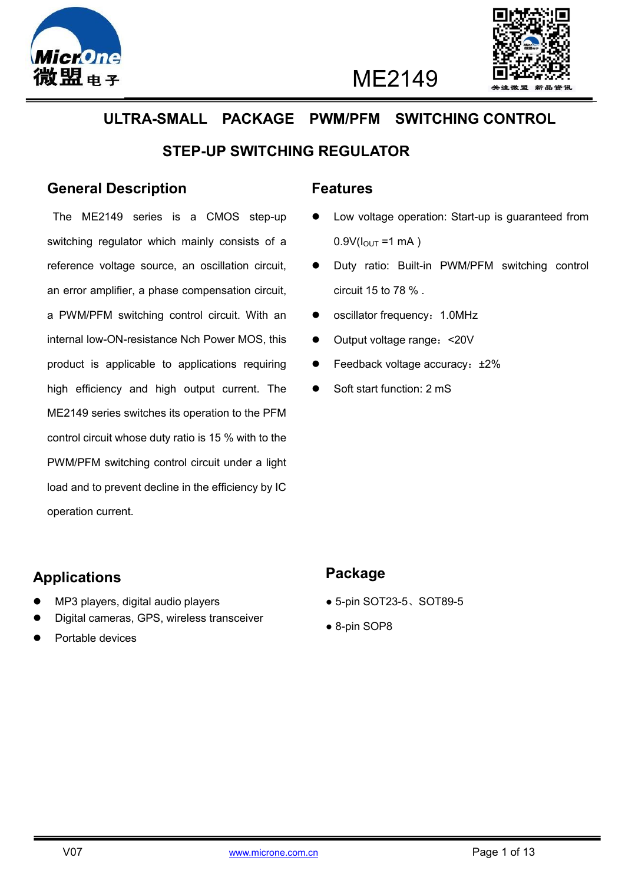# ME2149

## ULTRA-SMALL PACKAGE PWM/PFM SWITCHING CONTROL STEP-UP SWITCHING REGULATOR

### General Description

The ME2149 series is a CMOS step-up switching regulator which mainly consists of a reference voltage source, an oscillation circuit, an error amplifier, a phase compensation circuit, a PWM/PFM switching control circuit. With an internal low-ON-resistance Nch Power MOS, this product is applicable to applications requiring high efficiency and high output current. The ME2149 series switches its operation to the PFM control circuit whose duty ratio is 15 % with to the PWM/PFM switching control circuit under a light load and to prevent decline in the efficiency by IC operation current.

### Features

- Low voltage operation: Start-up is guaranteed from 0.9V($I_{OUT}$ =1 mA )
- Duty ratio: Built-in PWM/PFM switching control circuit 15 to 78 % .
- oscillator frequency：1.0MHz
- Output voltage range：<20V
- Feedback voltage accuracy：±2%
- Soft start function: 2 mS

### Applications

- MP3 players, digital audio players
- Digital cameras, GPS, wireless transceiver
- Portable devices

### Package

- 5-pin SOT23-5、SOT89-5
- 8-pin SOP8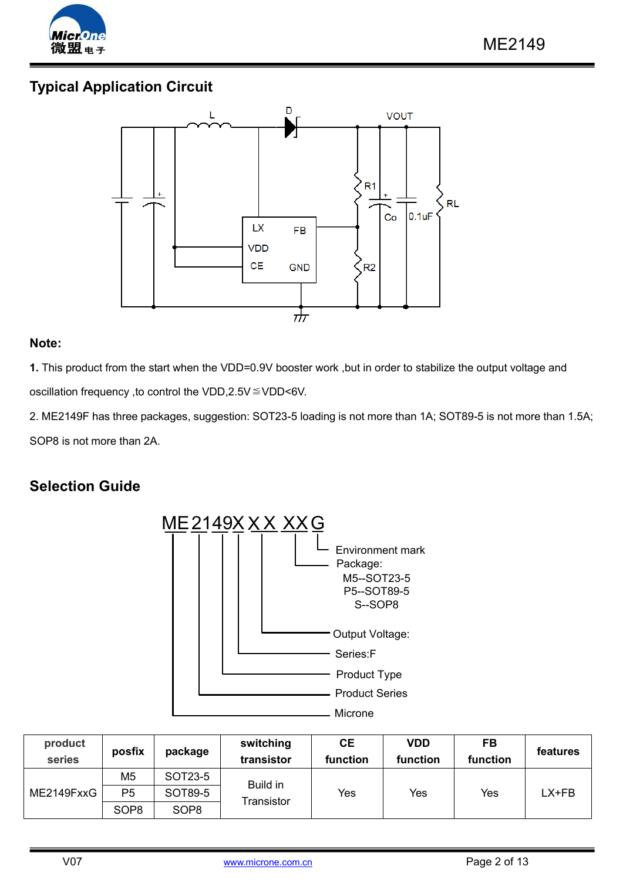## Typical Application Circuit

## Note:

**1.** This product from the start when the VDD=0.9V booster work ,but in order to stabilize the output voltage and oscillation frequency ,to control the VDD,2.5V≦VDD<6V.

2. ME2149F has three packages, suggestion: SOT23-5 loading is not more than 1A; SOT89-5 is not more than 1.5A; SOP8 is not more than 2A.

## Selection Guide

ME2149XXXXXG

- ME — Microne
- 2149 — Product Series
- X — Product Type
- X — Series:F
- XX — Output Voltage:
- XX — Package:
  - M5--SOT23-5
  - P5--SOT89-5
  - S--SOP8
- G — Environment mark

| product series | posfix | package | switching transistor | CE function | VDD function | FB function | features |
|---|---|---|---|---|---|---|---|
| ME2149FxxG | M5 | SOT23-5 | Build in Transistor | Yes | Yes | Yes | LX+FB |
| | P5 | SOT89-5 | | | | | |
| | SOP8 | SOP8 | | | | | |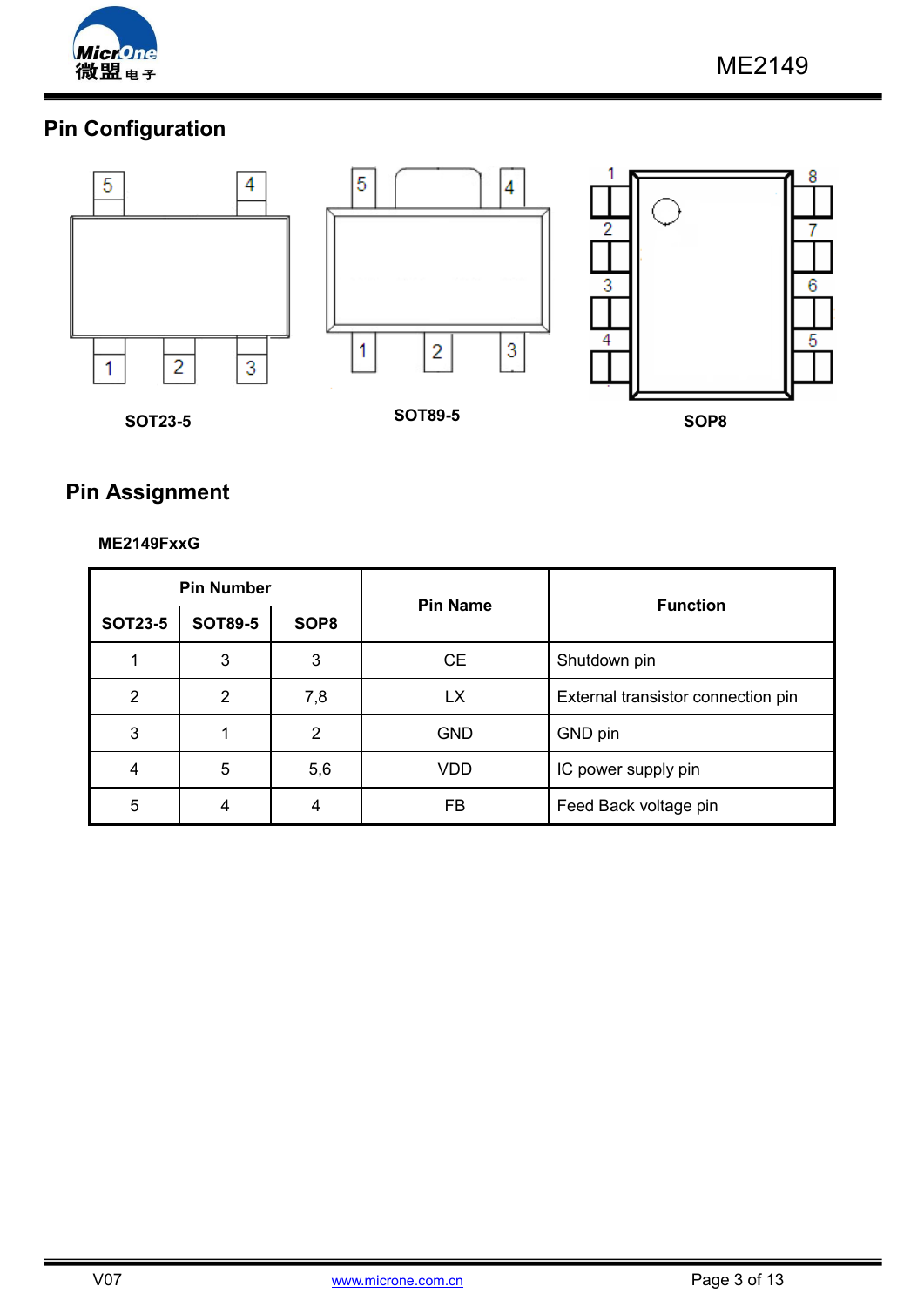## Pin Configuration

SOT23-5

SOT89-5

SOP8

## Pin Assignment

**ME2149FxxG**

| Pin Number | | | Pin Name | Function |
|---|---|---|---|---|
| SOT23-5 | SOT89-5 | SOP8 | | |
| 1 | 3 | 3 | CE | Shutdown pin |
| 2 | 2 | 7,8 | LX | External transistor connection pin |
| 3 | 1 | 2 | GND | GND pin |
| 4 | 5 | 5,6 | VDD | IC power supply pin |
| 5 | 4 | 4 | FB | Feed Back voltage pin |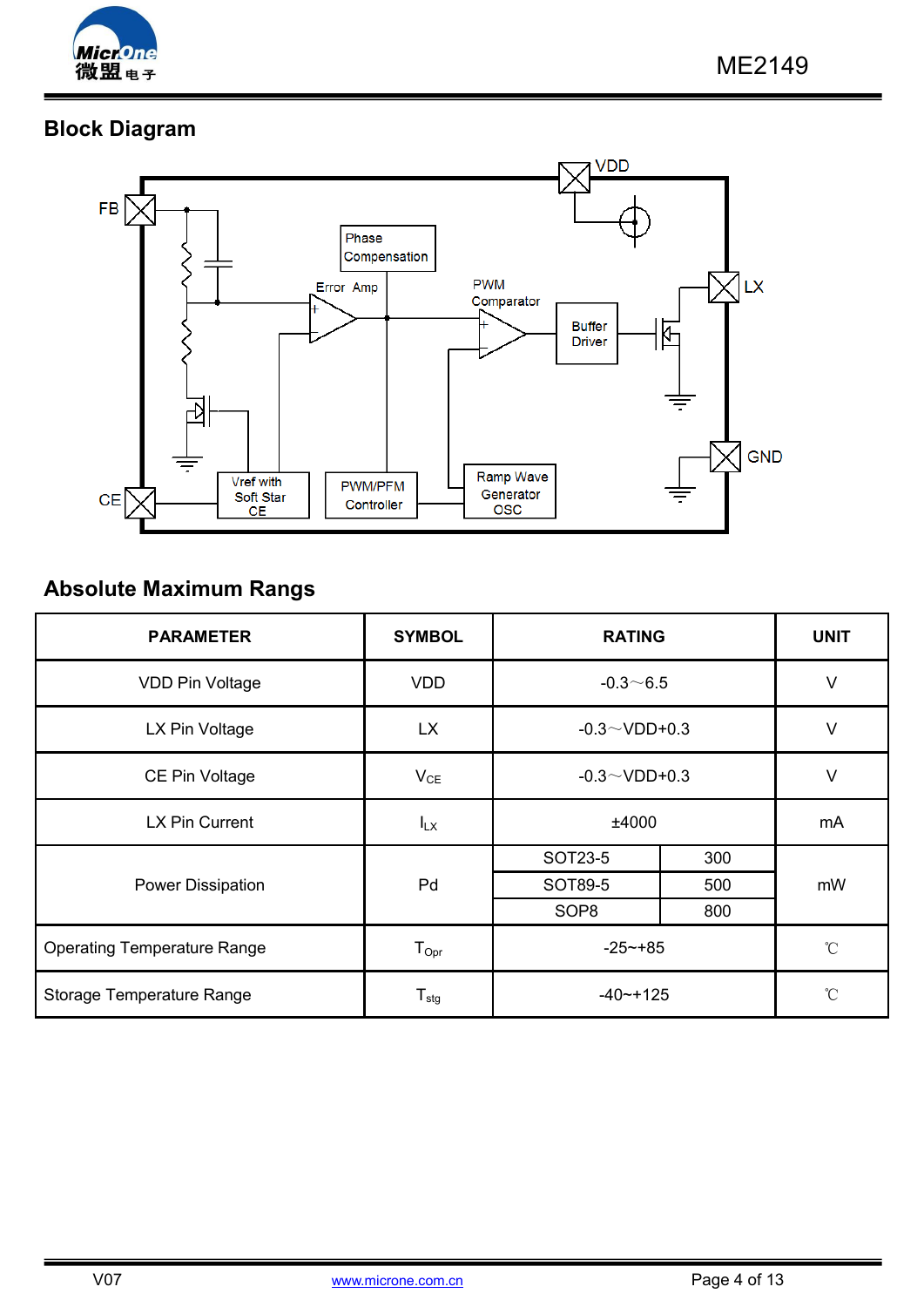## Block Diagram

## Absolute Maximum Rangs

| PARAMETER | SYMBOL | RATING | | UNIT |
|---|---|---|---|---|
| VDD Pin Voltage | VDD | -0.3～6.5 | | V |
| LX Pin Voltage | LX | -0.3～VDD+0.3 | | V |
| CE Pin Voltage | $V_{CE}$ | -0.3～VDD+0.3 | | V |
| LX Pin Current | $I_{LX}$ | ±4000 | | mA |
| Power Dissipation | Pd | SOT23-5 | 300 | mW |
| | | SOT89-5 | 500 | |
| | | SOP8 | 800 | |
| Operating Temperature Range | $T_{Opr}$ | -25~+85 | | ℃ |
| Storage Temperature Range | $T_{stg}$ | -40~+125 | | ℃ |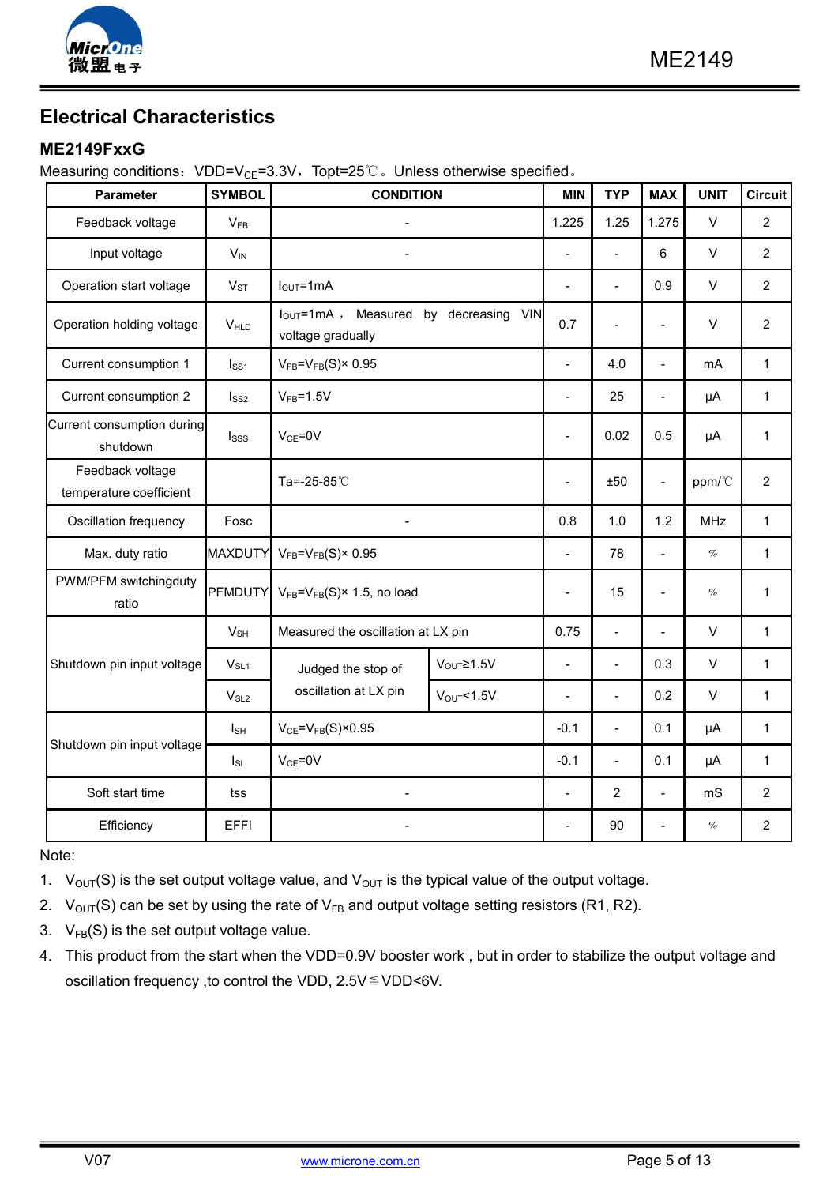## Electrical Characteristics

### ME2149FxxG

Measuring conditions：VDD=$V_{CE}$=3.3V，Topt=25℃。Unless otherwise specified。

| Parameter | SYMBOL | CONDITION | | MIN | TYP | MAX | UNIT | Circuit |
|---|---|---|---|---|---|---|---|---|
| Feedback voltage | $V_{FB}$ | - | | 1.225 | 1.25 | 1.275 | V | 2 |
| Input voltage | $V_{IN}$ | - | | - | - | 6 | V | 2 |
| Operation start voltage | $V_{ST}$ | $I_{OUT}$=1mA | | - | - | 0.9 | V | 2 |
| Operation holding voltage | $V_{HLD}$ | $I_{OUT}$=1mA， Measured by decreasing VIN voltage gradually | | 0.7 | - | - | V | 2 |
| Current consumption 1 | $I_{SS1}$ | $V_{FB}$=$V_{FB}$(S)× 0.95 | | - | 4.0 | - | mA | 1 |
| Current consumption 2 | $I_{SS2}$ | $V_{FB}$=1.5V | | - | 25 | - | μA | 1 |
| Current consumption during shutdown | $I_{SSS}$ | $V_{CE}$=0V | | - | 0.02 | 0.5 | μA | 1 |
| Feedback voltage temperature coefficient | | Ta=-25-85℃ | | - | ±50 | - | ppm/℃ | 2 |
| Oscillation frequency | Fosc | - | | 0.8 | 1.0 | 1.2 | MHz | 1 |
| Max. duty ratio | MAXDUTY | $V_{FB}$=$V_{FB}$(S)× 0.95 | | - | 78 | - | % | 1 |
| PWM/PFM switchingduty ratio | PFMDUTY | $V_{FB}$=$V_{FB}$(S)× 1.5, no load | | - | 15 | - | % | 1 |
| Shutdown pin input voltage | $V_{SH}$ | Measured the oscillation at LX pin | | 0.75 | - | - | V | 1 |
| | $V_{SL1}$ | Judged the stop of oscillation at LX pin | $V_{OUT}$≥1.5V | - | - | 0.3 | V | 1 |
| | $V_{SL2}$ | | $V_{OUT}$<1.5V | - | - | 0.2 | V | 1 |
| Shutdown pin input voltage | $I_{SH}$ | $V_{CE}$=$V_{FB}$(S)×0.95 | | -0.1 | - | 0.1 | μA | 1 |
| | $I_{SL}$ | $V_{CE}$=0V | | -0.1 | - | 0.1 | μA | 1 |
| Soft start time | tss | - | | - | 2 | - | mS | 2 |
| Efficiency | EFFI | - | | - | 90 | - | % | 2 |

Note:

1. $V_{OUT}$(S) is the set output voltage value, and $V_{OUT}$ is the typical value of the output voltage.
2. $V_{OUT}$(S) can be set by using the rate of $V_{FB}$ and output voltage setting resistors (R1, R2).
3. $V_{FB}$(S) is the set output voltage value.
4. This product from the start when the VDD=0.9V booster work , but in order to stabilize the output voltage and oscillation frequency ,to control the VDD, 2.5V≦VDD<6V.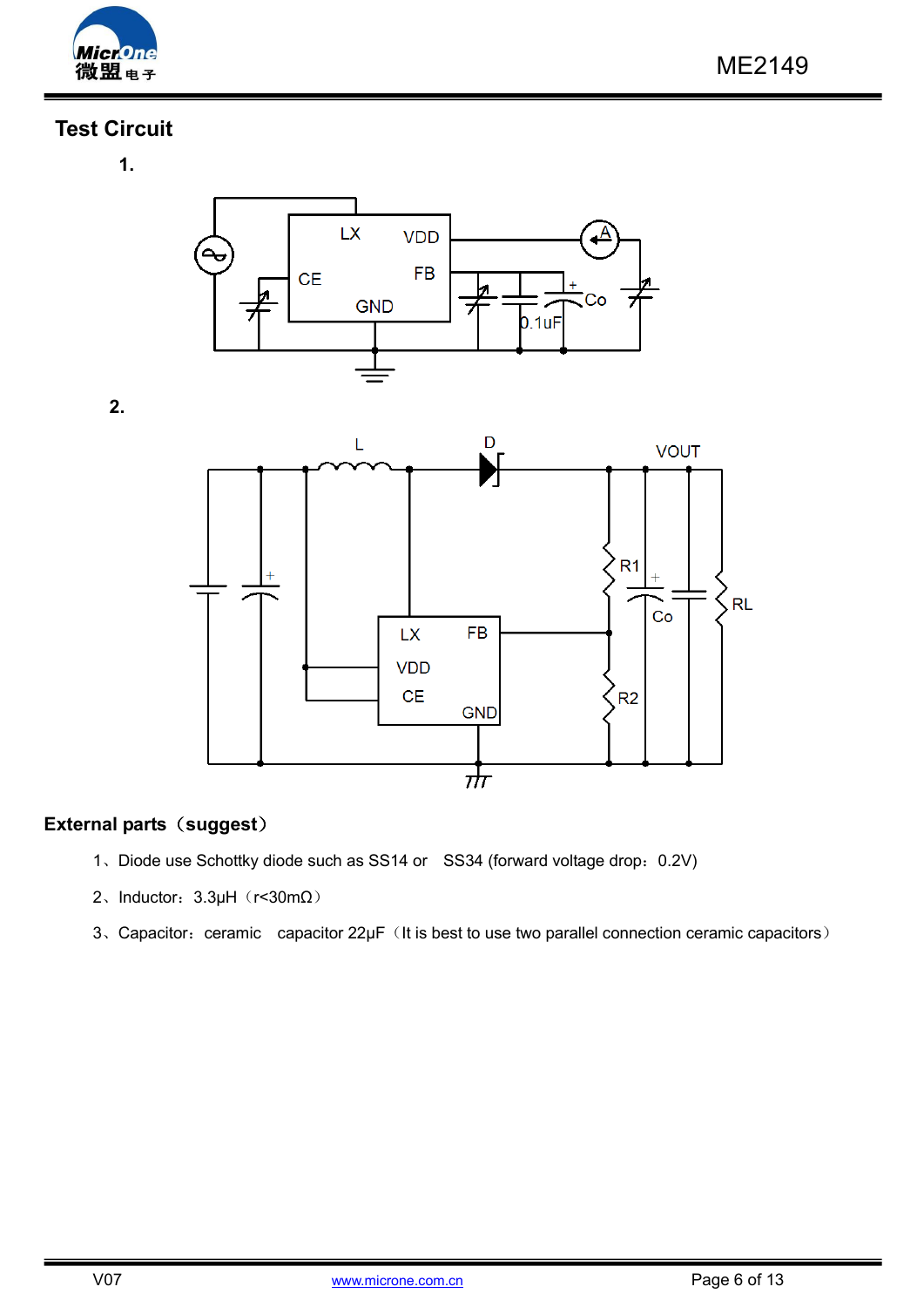## Test Circuit

1.

2.

## External parts（suggest）

1、Diode use Schottky diode such as SS14 or SS34 (forward voltage drop：0.2V)

2、Inductor：3.3μH（r<30mΩ）

3、Capacitor：ceramic capacitor 22μF（It is best to use two parallel connection ceramic capacitors）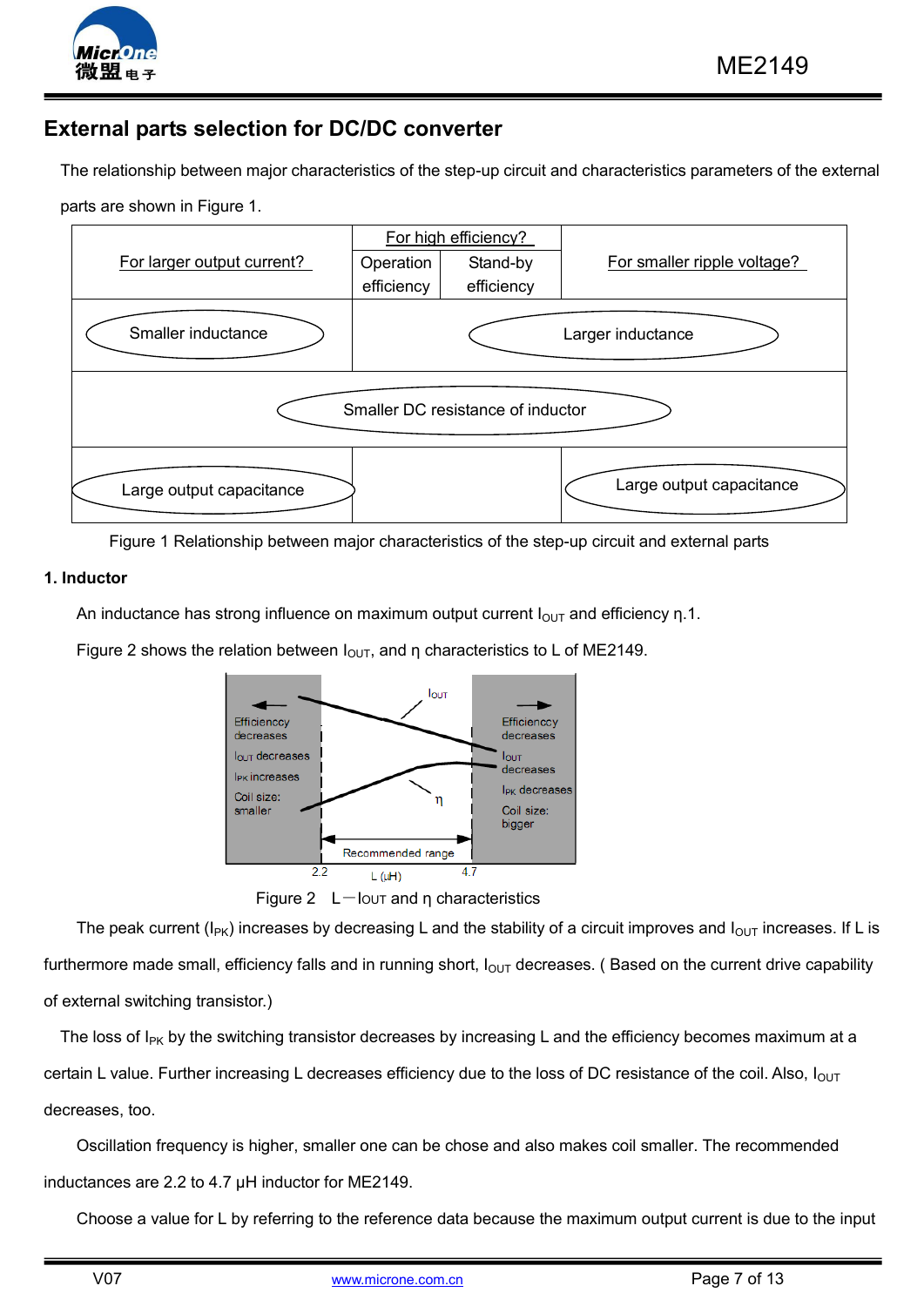## External parts selection for DC/DC converter

The relationship between major characteristics of the step-up circuit and characteristics parameters of the external parts are shown in Figure 1.

| For larger output current? | For high efficiency? Operation efficiency | For high efficiency? Stand-by efficiency | For smaller ripple voltage? |
|---|---|---|---|
| Smaller inductance | Larger inductance | Larger inductance | Larger inductance |
| Smaller DC resistance of inductor | Smaller DC resistance of inductor | Smaller DC resistance of inductor | Smaller DC resistance of inductor |
| Large output capacitance | | | Large output capacitance |

Figure 1 Relationship between major characteristics of the step-up circuit and external parts

**1. Inductor**

An inductance has strong influence on maximum output current $I_{OUT}$ and efficiency η.1.

Figure 2 shows the relation between $I_{OUT}$, and η characteristics to L of ME2149.

Efficienccy decreases
$I_{OUT}$ decreases
$I_{PK}$ increases
Coil size: smaller

$I_{OUT}$

η

Efficienccy decreases
$I_{OUT}$ decreases
$I_{PK}$ decreases
Coil size: bigger

Recommended range

2.2 L (μH) 4.7

Figure 2 L－$I_{OUT}$ and η characteristics

The peak current ($I_{PK}$) increases by decreasing L and the stability of a circuit improves and $I_{OUT}$ increases. If L is furthermore made small, efficiency falls and in running short, $I_{OUT}$ decreases. ( Based on the current drive capability of external switching transistor.)

The loss of $I_{PK}$ by the switching transistor decreases by increasing L and the efficiency becomes maximum at a certain L value. Further increasing L decreases efficiency due to the loss of DC resistance of the coil. Also, $I_{OUT}$ decreases, too.

Oscillation frequency is higher, smaller one can be chose and also makes coil smaller. The recommended inductances are 2.2 to 4.7 μH inductor for ME2149.

Choose a value for L by referring to the reference data because the maximum output current is due to the input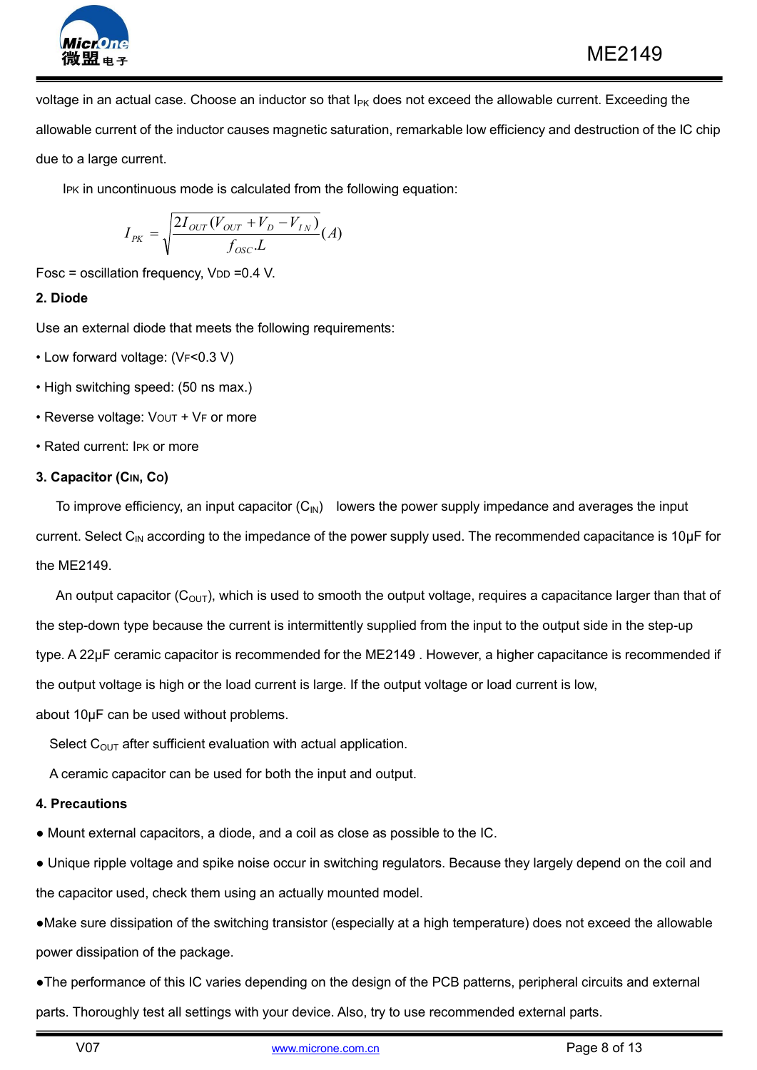voltage in an actual case. Choose an inductor so that $I_{PK}$ does not exceed the allowable current. Exceeding the allowable current of the inductor causes magnetic saturation, remarkable low efficiency and destruction of the IC chip due to a large current.

$I_{PK}$ in uncontinuous mode is calculated from the following equation:

$$I_{PK} = \sqrt{\frac{2I_{OUT}(V_{OUT} + V_D - V_{IN})}{f_{OSC}.L}}(A)$$

Fosc = oscillation frequency, $V_{DD}$ =0.4 V.

**2. Diode**

Use an external diode that meets the following requirements:

• Low forward voltage: ($V_F$<0.3 V)

• High switching speed: (50 ns max.)

• Reverse voltage: $V_{OUT}$ + $V_F$ or more

• Rated current: $I_{PK}$ or more

**3. Capacitor ($C_{IN}$, $C_O$)**

To improve efficiency, an input capacitor ($C_{IN}$) lowers the power supply impedance and averages the input current. Select $C_{IN}$ according to the impedance of the power supply used. The recommended capacitance is 10μF for the ME2149.

An output capacitor ($C_{OUT}$), which is used to smooth the output voltage, requires a capacitance larger than that of the step-down type because the current is intermittently supplied from the input to the output side in the step-up type. A 22μF ceramic capacitor is recommended for the ME2149 . However, a higher capacitance is recommended if the output voltage is high or the load current is large. If the output voltage or load current is low, about 10μF can be used without problems.

Select $C_{OUT}$ after sufficient evaluation with actual application.

A ceramic capacitor can be used for both the input and output.

**4. Precautions**

● Mount external capacitors, a diode, and a coil as close as possible to the IC.

● Unique ripple voltage and spike noise occur in switching regulators. Because they largely depend on the coil and the capacitor used, check them using an actually mounted model.

●Make sure dissipation of the switching transistor (especially at a high temperature) does not exceed the allowable power dissipation of the package.

●The performance of this IC varies depending on the design of the PCB patterns, peripheral circuits and external parts. Thoroughly test all settings with your device. Also, try to use recommended external parts.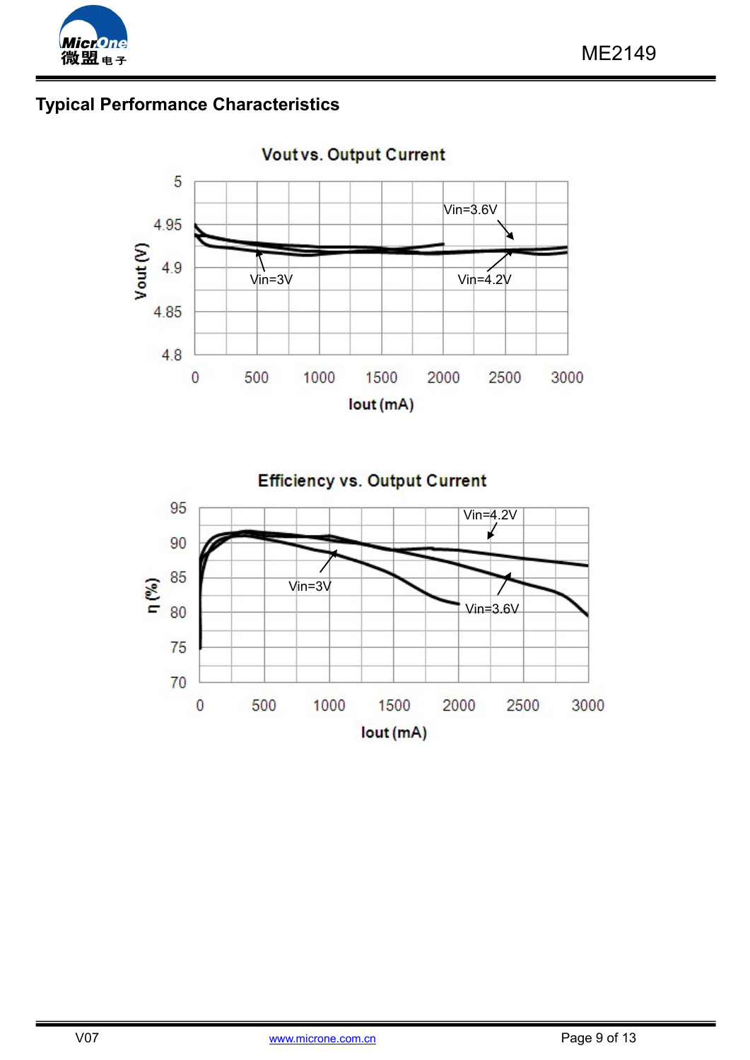## Typical Performance Characteristics

Vout vs. Output Current

Vin=3.6V

Vin=3V

Vin=4.2V

Vout (V)

Iout (mA)

Efficiency vs. Output Current

Vin=4.2V

Vin=3V

Vin=3.6V

η (%)

Iout (mA)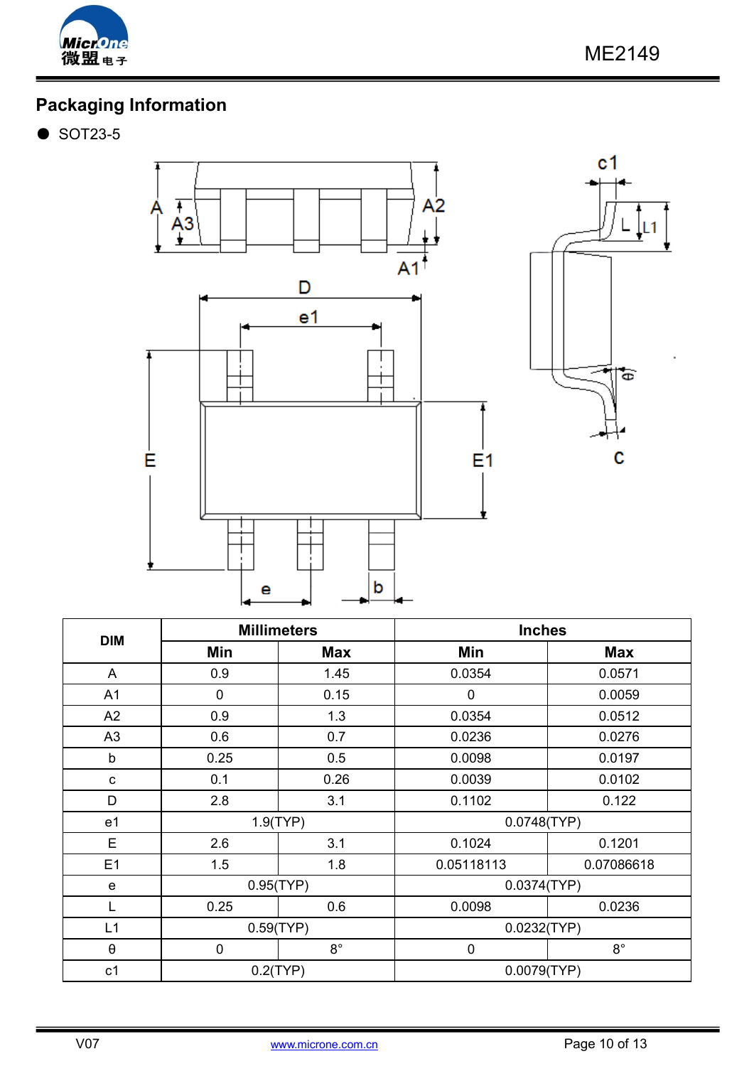## Packaging Information

- SOT23-5

<table>
<tr><th rowspan="2">DIM</th><th colspan="2">Millimeters</th><th colspan="2">Inches</th></tr>
<tr><th>Min</th><th>Max</th><th>Min</th><th>Max</th></tr>
<tr><td>A</td><td>0.9</td><td>1.45</td><td>0.0354</td><td>0.0571</td></tr>
<tr><td>A1</td><td>0</td><td>0.15</td><td>0</td><td>0.0059</td></tr>
<tr><td>A2</td><td>0.9</td><td>1.3</td><td>0.0354</td><td>0.0512</td></tr>
<tr><td>A3</td><td>0.6</td><td>0.7</td><td>0.0236</td><td>0.0276</td></tr>
<tr><td>b</td><td>0.25</td><td>0.5</td><td>0.0098</td><td>0.0197</td></tr>
<tr><td>c</td><td>0.1</td><td>0.26</td><td>0.0039</td><td>0.0102</td></tr>
<tr><td>D</td><td>2.8</td><td>3.1</td><td>0.1102</td><td>0.122</td></tr>
<tr><td>e1</td><td colspan="2">1.9(TYP)</td><td colspan="2">0.0748(TYP)</td></tr>
<tr><td>E</td><td>2.6</td><td>3.1</td><td>0.1024</td><td>0.1201</td></tr>
<tr><td>E1</td><td>1.5</td><td>1.8</td><td>0.05118113</td><td>0.07086618</td></tr>
<tr><td>e</td><td colspan="2">0.95(TYP)</td><td colspan="2">0.0374(TYP)</td></tr>
<tr><td>L</td><td>0.25</td><td>0.6</td><td>0.0098</td><td>0.0236</td></tr>
<tr><td>L1</td><td colspan="2">0.59(TYP)</td><td colspan="2">0.0232(TYP)</td></tr>
<tr><td>θ</td><td>0</td><td>8°</td><td>0</td><td>8°</td></tr>
<tr><td>c1</td><td colspan="2">0.2(TYP)</td><td colspan="2">0.0079(TYP)</td></tr>
</table>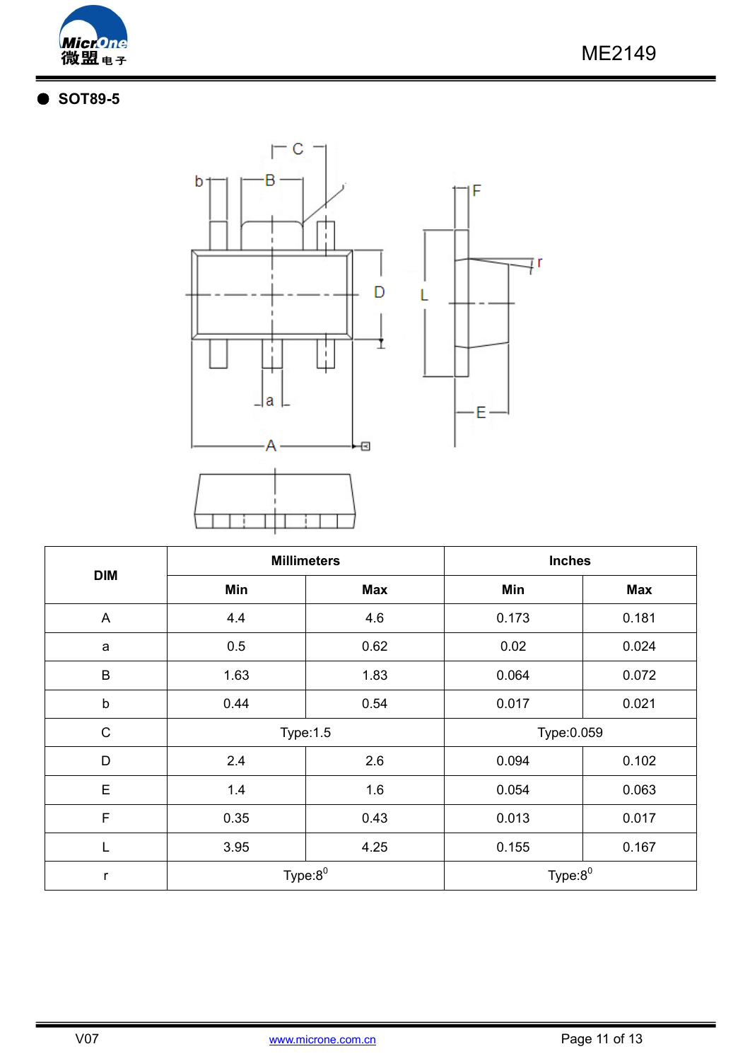## SOT89-5

| DIM | Millimeters | | Inches | |
|---|---|---|---|---|
| | Min | Max | Min | Max |
| A | 4.4 | 4.6 | 0.173 | 0.181 |
| a | 0.5 | 0.62 | 0.02 | 0.024 |
| B | 1.63 | 1.83 | 0.064 | 0.072 |
| b | 0.44 | 0.54 | 0.017 | 0.021 |
| C | Type:1.5 | | Type:0.059 | |
| D | 2.4 | 2.6 | 0.094 | 0.102 |
| E | 1.4 | 1.6 | 0.054 | 0.063 |
| F | 0.35 | 0.43 | 0.013 | 0.017 |
| L | 3.95 | 4.25 | 0.155 | 0.167 |
| r | Type:$8^0$ | | Type:$8^0$ | |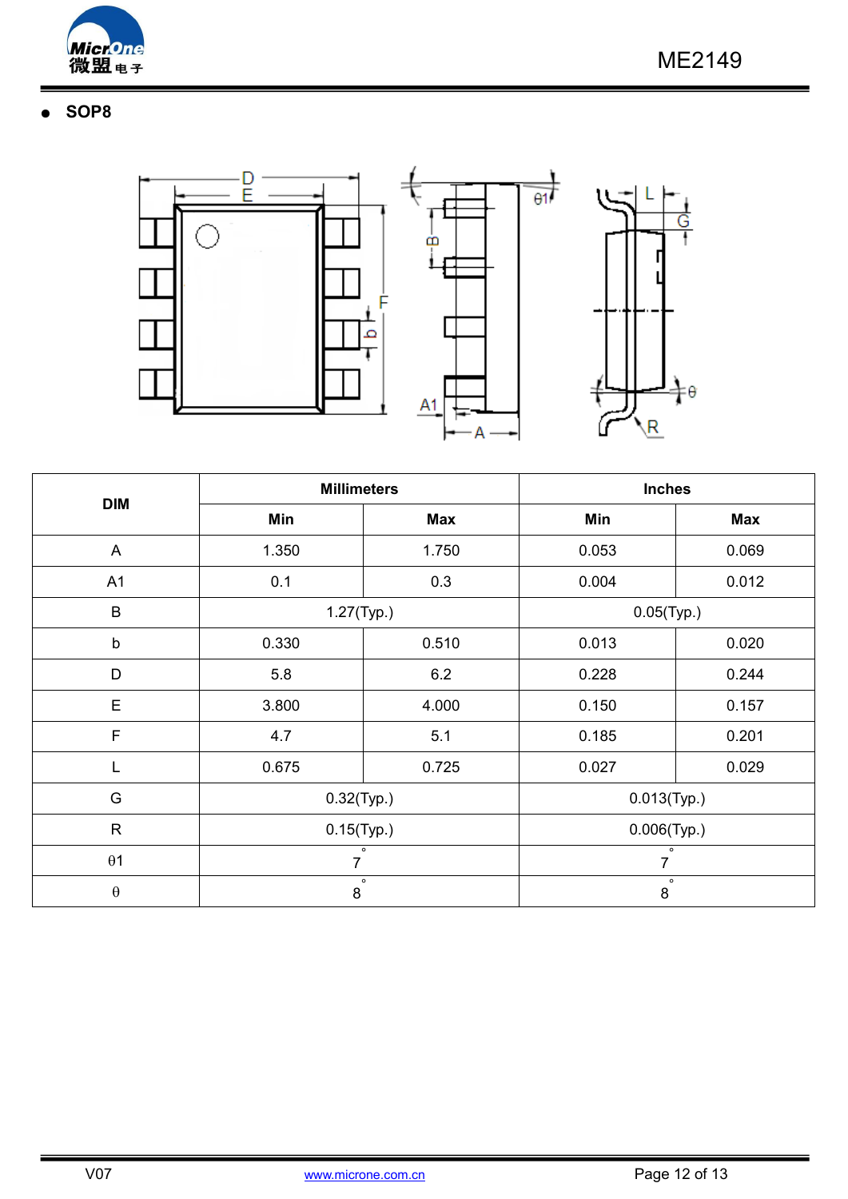- **SOP8**

| DIM | Millimeters | | Inches | |
|---|---|---|---|---|
| | Min | Max | Min | Max |
| A | 1.350 | 1.750 | 0.053 | 0.069 |
| A1 | 0.1 | 0.3 | 0.004 | 0.012 |
| B | 1.27(Typ.) | | 0.05(Typ.) | |
| b | 0.330 | 0.510 | 0.013 | 0.020 |
| D | 5.8 | 6.2 | 0.228 | 0.244 |
| E | 3.800 | 4.000 | 0.150 | 0.157 |
| F | 4.7 | 5.1 | 0.185 | 0.201 |
| L | 0.675 | 0.725 | 0.027 | 0.029 |
| G | 0.32(Typ.) | | 0.013(Typ.) | |
| R | 0.15(Typ.) | | 0.006(Typ.) | |
| θ1 | 7° | | 7° | |
| θ | 8° | | 8° | |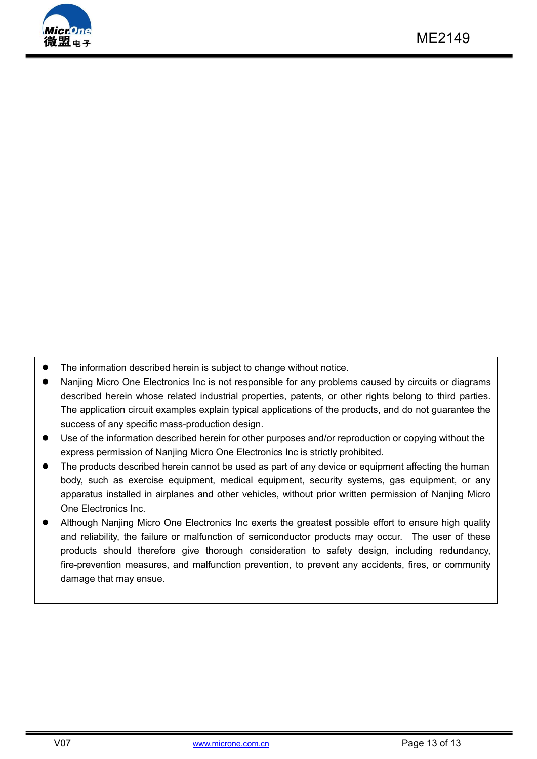- The information described herein is subject to change without notice.
- Nanjing Micro One Electronics Inc is not responsible for any problems caused by circuits or diagrams described herein whose related industrial properties, patents, or other rights belong to third parties. The application circuit examples explain typical applications of the products, and do not guarantee the success of any specific mass-production design.
- Use of the information described herein for other purposes and/or reproduction or copying without the express permission of Nanjing Micro One Electronics Inc is strictly prohibited.
- The products described herein cannot be used as part of any device or equipment affecting the human body, such as exercise equipment, medical equipment, security systems, gas equipment, or any apparatus installed in airplanes and other vehicles, without prior written permission of Nanjing Micro One Electronics Inc.
- Although Nanjing Micro One Electronics Inc exerts the greatest possible effort to ensure high quality and reliability, the failure or malfunction of semiconductor products may occur. The user of these products should therefore give thorough consideration to safety design, including redundancy, fire-prevention measures, and malfunction prevention, to prevent any accidents, fires, or community damage that may ensue.